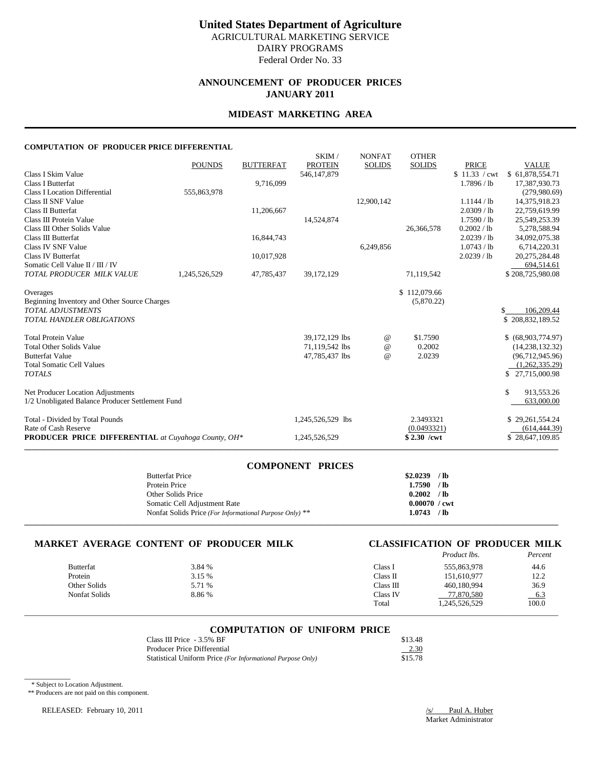# United States Department of Agriculture

AGRICULTURAL MARKETING SERVICE
DAIRY PROGRAMS
Federal Order No. 33

## ANNOUNCEMENT OF PRODUCER PRICES
## JANUARY 2011

## MIDEAST MARKETING AREA

### COMPUTATION OF PRODUCER PRICE DIFFERENTIAL

| | POUNDS | BUTTERFAT | SKIM / PROTEIN | NONFAT SOLIDS | OTHER SOLIDS | PRICE | VALUE |
|---|---|---|---|---|---|---|---|
| Class I Skim Value | | | 546,147,879 | | | $ 11.33 / cwt | $ 61,878,554.71 |
| Class I Butterfat | | 9,716,099 | | | | 1.7896 / lb | 17,387,930.73 |
| Class I Location Differential | 555,863,978 | | | | | | (279,980.69) |
| Class II SNF Value | | | | 12,900,142 | | 1.1144 / lb | 14,375,918.23 |
| Class II Butterfat | | 11,206,667 | | | | 2.0309 / lb | 22,759,619.99 |
| Class III Protein Value | | | 14,524,874 | | | 1.7590 / lb | 25,549,253.39 |
| Class III Other Solids Value | | | | | 26,366,578 | 0.2002 / lb | 5,278,588.94 |
| Class III Butterfat | | 16,844,743 | | | | 2.0239 / lb | 34,092,075.38 |
| Class IV SNF Value | | | | 6,249,856 | | 1.0743 / lb | 6,714,220.31 |
| Class IV Butterfat | | 10,017,928 | | | | 2.0239 / lb | 20,275,284.48 |
| Somatic Cell Value II / III / IV | | | | | | | 694,514.61 |
| *TOTAL PRODUCER MILK VALUE* | 1,245,526,529 | 47,785,437 | 39,172,129 | | 71,119,542 | | $ 208,725,980.08 |
| Overages | | | | | $ 112,079.66 | | |
| Beginning Inventory and Other Source Charges | | | | | (5,870.22) | | |
| *TOTAL ADJUSTMENTS* | | | | | | | $ 106,209.44 |
| *TOTAL HANDLER OBLIGATIONS* | | | | | | | $ 208,832,189.52 |
| Total Protein Value | | | 39,172,129 lbs | @ | $1.7590 | | $ (68,903,774.97) |
| Total Other Solids Value | | | 71,119,542 lbs | @ | 0.2002 | | (14,238,132.32) |
| Butterfat Value | | | 47,785,437 lbs | @ | 2.0239 | | (96,712,945.96) |
| Total Somatic Cell Values | | | | | | | (1,262,335.29) |
| *TOTALS* | | | | | | | $ 27,715,000.98 |
| Net Producer Location Adjustments | | | | | | | $ 913,553.26 |
| 1/2 Unobligated Balance Producer Settlement Fund | | | | | | | 633,000.00 |
| Total - Divided by Total Pounds | | | 1,245,526,529 lbs | | 2.3493321 | | $ 29,261,554.24 |
| Rate of Cash Reserve | | | | | (0.0493321) | | (614,444.39) |
| **PRODUCER PRICE DIFFERENTIAL** *at Cuyahoga County, OH** | | | 1,245,526,529 | | **$ 2.30 /cwt** | | $ 28,647,109.85 |

### COMPONENT PRICES

| | |
|---|---|
| Butterfat Price | **$2.0239 / lb** |
| Protein Price | **1.7590 / lb** |
| Other Solids Price | **0.2002 / lb** |
| Somatic Cell Adjustment Rate | **0.00070 / cwt** |
| Nonfat Solids Price *(For Informational Purpose Only)* ** | **1.0743 / lb** |

### MARKET AVERAGE CONTENT OF PRODUCER MILK

| | |
|---|---|
| Butterfat | 3.84 % |
| Protein | 3.15 % |
| Other Solids | 5.71 % |
| Nonfat Solids | 8.86 % |

### CLASSIFICATION OF PRODUCER MILK

| | *Product lbs.* | *Percent* |
|---|---|---|
| Class I | 555,863,978 | 44.6 |
| Class II | 151,610,977 | 12.2 |
| Class III | 460,180,994 | 36.9 |
| Class IV | 77,870,580 | 6.3 |
| Total | 1,245,526,529 | 100.0 |

### COMPUTATION OF UNIFORM PRICE

| | |
|---|---|
| Class III Price - 3.5% BF | $13.48 |
| Producer Price Differential | 2.30 |
| Statistical Uniform Price *(For Informational Purpose Only)* | $15.78 |

\* Subject to Location Adjustment.
** Producers are not paid on this component.

RELEASED: February 10, 2011

/s/ Paul A. Huber
Market Administrator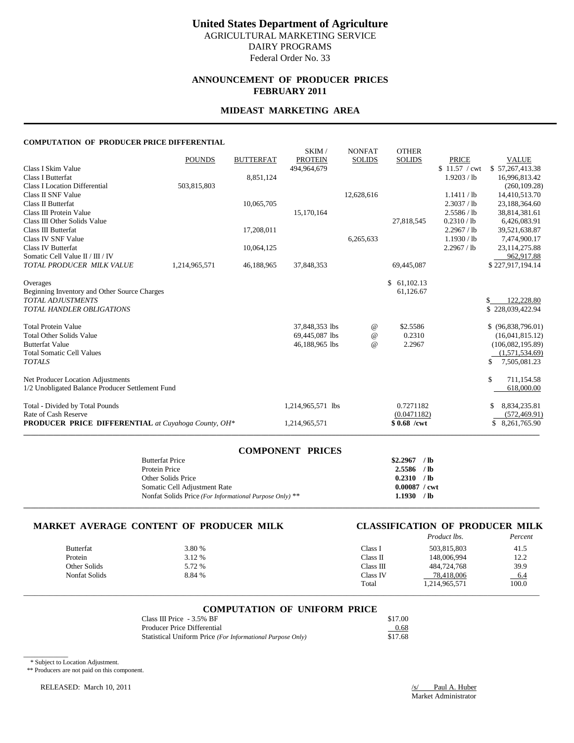# United States Department of Agriculture

AGRICULTURAL MARKETING SERVICE
DAIRY PROGRAMS
Federal Order No. 33

## ANNOUNCEMENT OF PRODUCER PRICES
## FEBRUARY 2011

## MIDEAST MARKETING AREA

### COMPUTATION OF PRODUCER PRICE DIFFERENTIAL

| | POUNDS | BUTTERFAT | SKIM / PROTEIN | NONFAT SOLIDS | OTHER SOLIDS | PRICE | VALUE |
|---|---|---|---|---|---|---|---|
| Class I Skim Value | | | 494,964,679 | | | $ 11.57 / cwt | $ 57,267,413.38 |
| Class I Butterfat | | 8,851,124 | | | | 1.9203 / lb | 16,996,813.42 |
| Class I Location Differential | 503,815,803 | | | | | | (260,109.28) |
| Class II SNF Value | | | | 12,628,616 | | 1.1411 / lb | 14,410,513.70 |
| Class II Butterfat | | 10,065,705 | | | | 2.3037 / lb | 23,188,364.60 |
| Class III Protein Value | | | 15,170,164 | | | 2.5586 / lb | 38,814,381.61 |
| Class III Other Solids Value | | | | | 27,818,545 | 0.2310 / lb | 6,426,083.91 |
| Class III Butterfat | | 17,208,011 | | | | 2.2967 / lb | 39,521,638.87 |
| Class IV SNF Value | | | | 6,265,633 | | 1.1930 / lb | 7,474,900.17 |
| Class IV Butterfat | | 10,064,125 | | | | 2.2967 / lb | 23,114,275.88 |
| Somatic Cell Value II / III / IV | | | | | | | 962,917.88 |
| *TOTAL PRODUCER MILK VALUE* | 1,214,965,571 | 46,188,965 | 37,848,353 | | 69,445,087 | | $ 227,917,194.14 |
| | | | | | | | |
| Overages | | | | | $ 61,102.13 | | |
| Beginning Inventory and Other Source Charges | | | | | 61,126.67 | | |
| *TOTAL ADJUSTMENTS* | | | | | | | $ 122,228.80 |
| *TOTAL HANDLER OBLIGATIONS* | | | | | | | $ 228,039,422.94 |
| | | | | | | | |
| Total Protein Value | | | 37,848,353 lbs | @ | $2.5586 | | $ (96,838,796.01) |
| Total Other Solids Value | | | 69,445,087 lbs | @ | 0.2310 | | (16,041,815.12) |
| Butterfat Value | | | 46,188,965 lbs | @ | 2.2967 | | (106,082,195.89) |
| Total Somatic Cell Values | | | | | | | (1,571,534.69) |
| *TOTALS* | | | | | | | $ 7,505,081.23 |
| | | | | | | | |
| Net Producer Location Adjustments | | | | | | | $ 711,154.58 |
| 1/2 Unobligated Balance Producer Settlement Fund | | | | | | | 618,000.00 |
| | | | | | | | |
| Total - Divided by Total Pounds | | | 1,214,965,571 lbs | | 0.7271182 | | $ 8,834,235.81 |
| Rate of Cash Reserve | | | | | (0.0471182) | | (572,469.91) |
| **PRODUCER PRICE DIFFERENTIAL** *at Cuyahoga County, OH\** | | | 1,214,965,571 | | **$ 0.68 /cwt** | | $ 8,261,765.90 |

### COMPONENT PRICES

| | |
|---|---|
| Butterfat Price | **$2.2967 / lb** |
| Protein Price | **2.5586 / lb** |
| Other Solids Price | **0.2310 / lb** |
| Somatic Cell Adjustment Rate | **0.00087 / cwt** |
| Nonfat Solids Price *(For Informational Purpose Only)* ** | **1.1930 / lb** |

### MARKET AVERAGE CONTENT OF PRODUCER MILK

| | |
|---|---|
| Butterfat | 3.80 % |
| Protein | 3.12 % |
| Other Solids | 5.72 % |
| Nonfat Solids | 8.84 % |

### CLASSIFICATION OF PRODUCER MILK

| | *Product lbs.* | *Percent* |
|---|---|---|
| Class I | 503,815,803 | 41.5 |
| Class II | 148,006,994 | 12.2 |
| Class III | 484,724,768 | 39.9 |
| Class IV | 78,418,006 | 6.4 |
| Total | 1,214,965,571 | 100.0 |

### COMPUTATION OF UNIFORM PRICE

| | |
|---|---|
| Class III Price - 3.5% BF | $17.00 |
| Producer Price Differential | 0.68 |
| Statistical Uniform Price *(For Informational Purpose Only)* | $17.68 |

\* Subject to Location Adjustment.
** Producers are not paid on this component.

RELEASED: March 10, 2011

/s/ Paul A. Huber
Market Administrator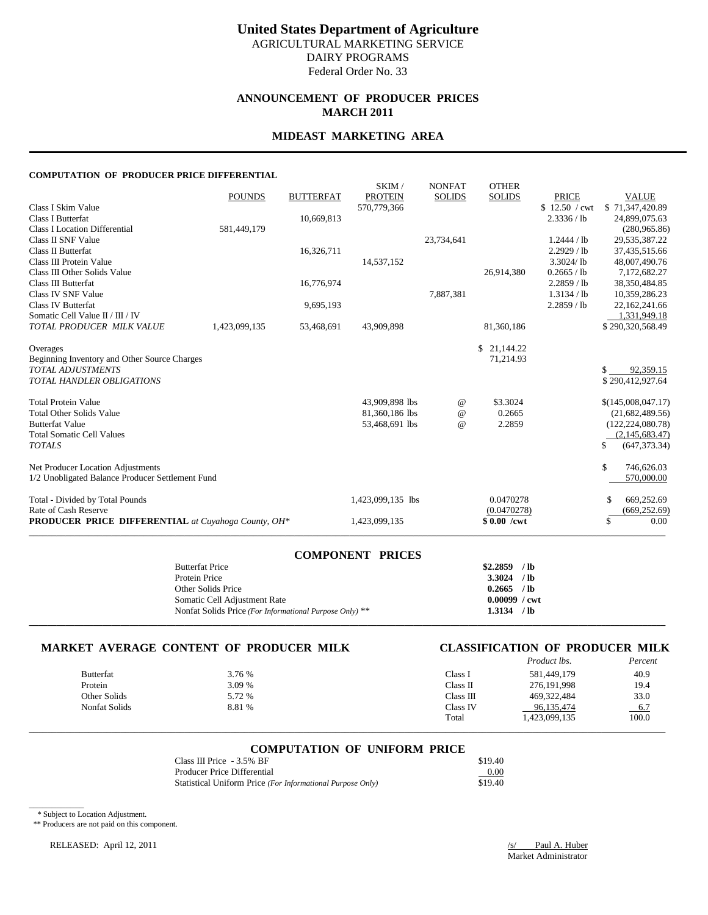# United States Department of Agriculture

AGRICULTURAL MARKETING SERVICE
DAIRY PROGRAMS
Federal Order No. 33

## ANNOUNCEMENT OF PRODUCER PRICES
## MARCH 2011

## MIDEAST MARKETING AREA

### COMPUTATION OF PRODUCER PRICE DIFFERENTIAL

| | POUNDS | BUTTERFAT | SKIM / PROTEIN | NONFAT SOLIDS | OTHER SOLIDS | PRICE | VALUE |
|---|---|---|---|---|---|---|---|
| Class I Skim Value | | | 570,779,366 | | | $ 12.50 / cwt | $ 71,347,420.89 |
| Class I Butterfat | | 10,669,813 | | | | 2.3336 / lb | 24,899,075.63 |
| Class I Location Differential | 581,449,179 | | | | | | (280,965.86) |
| Class II SNF Value | | | | 23,734,641 | | 1.2444 / lb | 29,535,387.22 |
| Class II Butterfat | | 16,326,711 | | | | 2.2929 / lb | 37,435,515.66 |
| Class III Protein Value | | | 14,537,152 | | | 3.3024/ lb | 48,007,490.76 |
| Class III Other Solids Value | | | | | 26,914,380 | 0.2665 / lb | 7,172,682.27 |
| Class III Butterfat | | 16,776,974 | | | | 2.2859 / lb | 38,350,484.85 |
| Class IV SNF Value | | | | 7,887,381 | | 1.3134 / lb | 10,359,286.23 |
| Class IV Butterfat | | 9,695,193 | | | | 2.2859 / lb | 22,162,241.66 |
| Somatic Cell Value II / III / IV | | | | | | | 1,331,949.18 |
| *TOTAL PRODUCER MILK VALUE* | 1,423,099,135 | 53,468,691 | 43,909,898 | | 81,360,186 | | $ 290,320,568.49 |
| | | | | | | | |
| Overages | | | | | $ 21,144.22 | | |
| Beginning Inventory and Other Source Charges | | | | | 71,214.93 | | |
| *TOTAL ADJUSTMENTS* | | | | | | | $ 92,359.15 |
| *TOTAL HANDLER OBLIGATIONS* | | | | | | | $ 290,412,927.64 |
| | | | | | | | |
| Total Protein Value | | | 43,909,898 lbs | @ | $3.3024 | | $(145,008,047.17) |
| Total Other Solids Value | | | 81,360,186 lbs | @ | 0.2665 | | (21,682,489.56) |
| Butterfat Value | | | 53,468,691 lbs | @ | 2.2859 | | (122,224,080.78) |
| Total Somatic Cell Values | | | | | | | (2,145,683.47) |
| *TOTALS* | | | | | | | $ (647,373.34) |
| | | | | | | | |
| Net Producer Location Adjustments | | | | | | | $ 746,626.03 |
| 1/2 Unobligated Balance Producer Settlement Fund | | | | | | | 570,000.00 |
| | | | | | | | |
| Total - Divided by Total Pounds | | | 1,423,099,135 lbs | | 0.0470278 | | $ 669,252.69 |
| Rate of Cash Reserve | | | | | (0.0470278) | | (669,252.69) |
| **PRODUCER PRICE DIFFERENTIAL** *at Cuyahoga County, OH\** | | | 1,423,099,135 | | **$ 0.00 /cwt** | | $ 0.00 |

### COMPONENT PRICES

| | |
|---|---|
| Butterfat Price | **$2.2859 / lb** |
| Protein Price | **3.3024 / lb** |
| Other Solids Price | **0.2665 / lb** |
| Somatic Cell Adjustment Rate | **0.00099 / cwt** |
| Nonfat Solids Price *(For Informational Purpose Only)* ** | **1.3134 / lb** |

### MARKET AVERAGE CONTENT OF PRODUCER MILK

| | |
|---|---|
| Butterfat | 3.76 % |
| Protein | 3.09 % |
| Other Solids | 5.72 % |
| Nonfat Solids | 8.81 % |

### CLASSIFICATION OF PRODUCER MILK

| | *Product lbs.* | *Percent* |
|---|---|---|
| Class I | 581,449,179 | 40.9 |
| Class II | 276,191,998 | 19.4 |
| Class III | 469,322,484 | 33.0 |
| Class IV | 96,135,474 | 6.7 |
| Total | 1,423,099,135 | 100.0 |

### COMPUTATION OF UNIFORM PRICE

| | |
|---|---|
| Class III Price - 3.5% BF | $19.40 |
| Producer Price Differential | 0.00 |
| Statistical Uniform Price *(For Informational Purpose Only)* | $19.40 |

\* Subject to Location Adjustment.

** Producers are not paid on this component.

RELEASED: April 12, 2011

/s/ Paul A. Huber
Market Administrator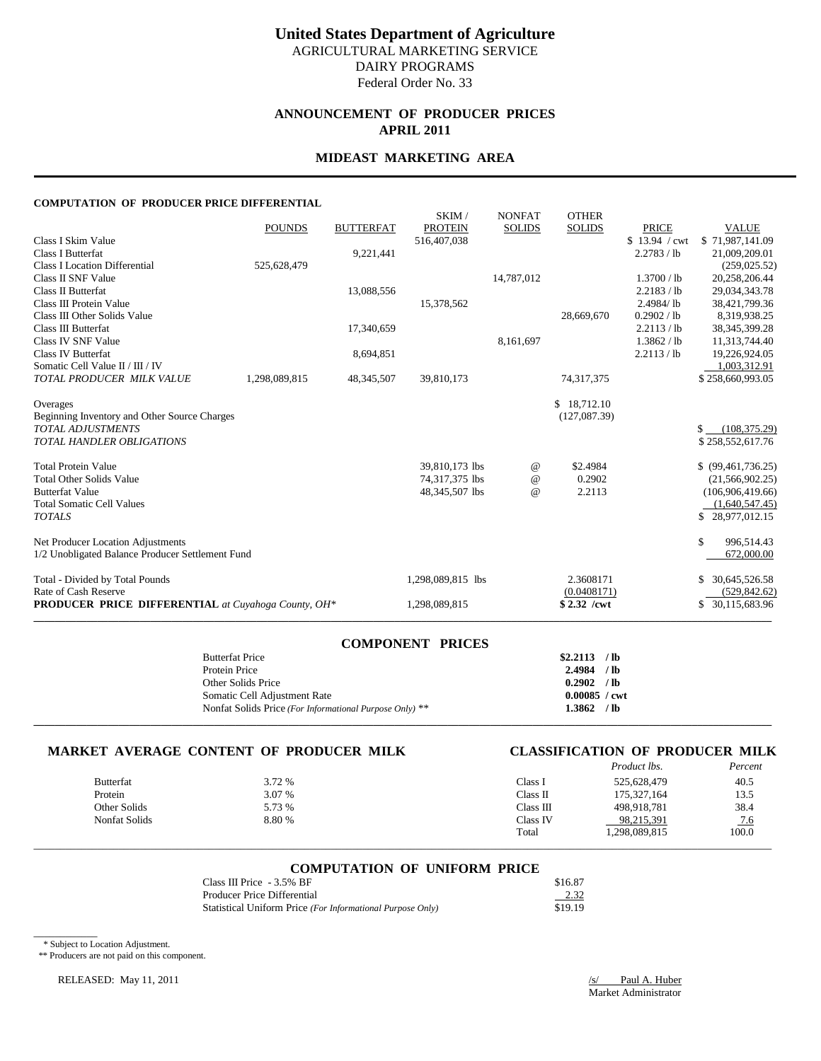# United States Department of Agriculture

AGRICULTURAL MARKETING SERVICE
DAIRY PROGRAMS
Federal Order No. 33

## ANNOUNCEMENT OF PRODUCER PRICES
## APRIL 2011

## MIDEAST MARKETING AREA

### COMPUTATION OF PRODUCER PRICE DIFFERENTIAL

| | POUNDS | BUTTERFAT | SKIM / PROTEIN | NONFAT SOLIDS | OTHER SOLIDS | PRICE | VALUE |
|---|---|---|---|---|---|---|---|
| Class I Skim Value | | | 516,407,038 | | | $ 13.94 / cwt | $ 71,987,141.09 |
| Class I Butterfat | | 9,221,441 | | | | 2.2783 / lb | 21,009,209.01 |
| Class I Location Differential | 525,628,479 | | | | | | (259,025.52) |
| Class II SNF Value | | | | 14,787,012 | | 1.3700 / lb | 20,258,206.44 |
| Class II Butterfat | | 13,088,556 | | | | 2.2183 / lb | 29,034,343.78 |
| Class III Protein Value | | | 15,378,562 | | | 2.4984/ lb | 38,421,799.36 |
| Class III Other Solids Value | | | | | 28,669,670 | 0.2902 / lb | 8,319,938.25 |
| Class III Butterfat | | 17,340,659 | | | | 2.2113 / lb | 38,345,399.28 |
| Class IV SNF Value | | | | 8,161,697 | | 1.3862 / lb | 11,313,744.40 |
| Class IV Butterfat | | 8,694,851 | | | | 2.2113 / lb | 19,226,924.05 |
| Somatic Cell Value II / III / IV | | | | | | | 1,003,312.91 |
| *TOTAL PRODUCER MILK VALUE* | 1,298,089,815 | 48,345,507 | 39,810,173 | | 74,317,375 | | $ 258,660,993.05 |
| Overages | | | | | $ 18,712.10 | | |
| Beginning Inventory and Other Source Charges | | | | | (127,087.39) | | |
| *TOTAL ADJUSTMENTS* | | | | | | | $ (108,375.29) |
| *TOTAL HANDLER OBLIGATIONS* | | | | | | | $ 258,552,617.76 |
| Total Protein Value | | | 39,810,173 lbs | @ | $2.4984 | | $ (99,461,736.25) |
| Total Other Solids Value | | | 74,317,375 lbs | @ | 0.2902 | | (21,566,902.25) |
| Butterfat Value | | | 48,345,507 lbs | @ | 2.2113 | | (106,906,419.66) |
| Total Somatic Cell Values | | | | | | | (1,640,547.45) |
| *TOTALS* | | | | | | | $ 28,977,012.15 |
| Net Producer Location Adjustments | | | | | | | $ 996,514.43 |
| 1/2 Unobligated Balance Producer Settlement Fund | | | | | | | 672,000.00 |
| Total - Divided by Total Pounds | | | 1,298,089,815 lbs | | 2.3608171 | | $ 30,645,526.58 |
| Rate of Cash Reserve | | | | | (0.0408171) | | (529,842.62) |
| **PRODUCER PRICE DIFFERENTIAL** *at Cuyahoga County, OH\** | | | 1,298,089,815 | | **$ 2.32 /cwt** | | $ 30,115,683.96 |

### COMPONENT PRICES

| | |
|---|---|
| Butterfat Price | **$2.2113 / lb** |
| Protein Price | **2.4984 / lb** |
| Other Solids Price | **0.2902 / lb** |
| Somatic Cell Adjustment Rate | **0.00085 / cwt** |
| Nonfat Solids Price *(For Informational Purpose Only)* ** | **1.3862 / lb** |

### MARKET AVERAGE CONTENT OF PRODUCER MILK

| | |
|---|---|
| Butterfat | 3.72 % |
| Protein | 3.07 % |
| Other Solids | 5.73 % |
| Nonfat Solids | 8.80 % |

### CLASSIFICATION OF PRODUCER MILK

| | *Product lbs.* | *Percent* |
|---|---|---|
| Class I | 525,628,479 | 40.5 |
| Class II | 175,327,164 | 13.5 |
| Class III | 498,918,781 | 38.4 |
| Class IV | 98,215,391 | 7.6 |
| Total | 1,298,089,815 | 100.0 |

### COMPUTATION OF UNIFORM PRICE

| | |
|---|---|
| Class III Price - 3.5% BF | $16.87 |
| Producer Price Differential | 2.32 |
| Statistical Uniform Price *(For Informational Purpose Only)* | $19.19 |

\* Subject to Location Adjustment.

** Producers are not paid on this component.

RELEASED: May 11, 2011

/s/ Paul A. Huber
Market Administrator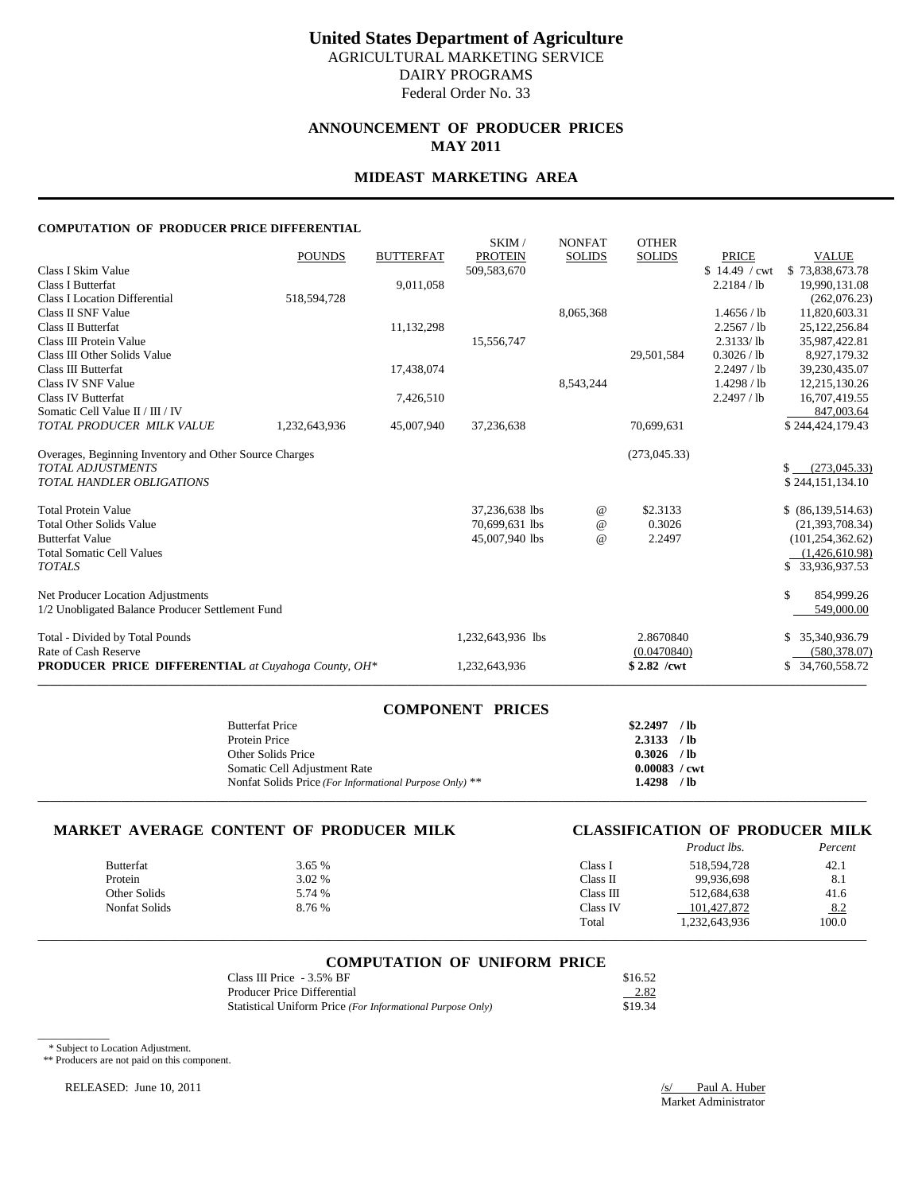# United States Department of Agriculture

AGRICULTURAL MARKETING SERVICE
DAIRY PROGRAMS
Federal Order No. 33

## ANNOUNCEMENT OF PRODUCER PRICES
## MAY 2011

## MIDEAST MARKETING AREA

#### COMPUTATION OF PRODUCER PRICE DIFFERENTIAL

| | POUNDS | BUTTERFAT | SKIM / PROTEIN | NONFAT SOLIDS | OTHER SOLIDS | PRICE | VALUE |
|---|---|---|---|---|---|---|---|
| Class I Skim Value | | | 509,583,670 | | | $ 14.49 / cwt | $ 73,838,673.78 |
| Class I Butterfat | | 9,011,058 | | | | 2.2184 / lb | 19,990,131.08 |
| Class I Location Differential | 518,594,728 | | | | | | (262,076.23) |
| Class II SNF Value | | | | 8,065,368 | | 1.4656 / lb | 11,820,603.31 |
| Class II Butterfat | | 11,132,298 | | | | 2.2567 / lb | 25,122,256.84 |
| Class III Protein Value | | | 15,556,747 | | | 2.3133/ lb | 35,987,422.81 |
| Class III Other Solids Value | | | | | 29,501,584 | 0.3026 / lb | 8,927,179.32 |
| Class III Butterfat | | 17,438,074 | | | | 2.2497 / lb | 39,230,435.07 |
| Class IV SNF Value | | | | 8,543,244 | | 1.4298 / lb | 12,215,130.26 |
| Class IV Butterfat | | 7,426,510 | | | | 2.2497 / lb | 16,707,419.55 |
| Somatic Cell Value II / III / IV | | | | | | | 847,003.64 |
| *TOTAL PRODUCER MILK VALUE* | 1,232,643,936 | 45,007,940 | 37,236,638 | | 70,699,631 | | $ 244,424,179.43 |
| Overages, Beginning Inventory and Other Source Charges | | | | | (273,045.33) | | |
| *TOTAL ADJUSTMENTS* | | | | | | | $ (273,045.33) |
| *TOTAL HANDLER OBLIGATIONS* | | | | | | | $ 244,151,134.10 |
| Total Protein Value | | | 37,236,638 lbs | @ | $2.3133 | | $ (86,139,514.63) |
| Total Other Solids Value | | | 70,699,631 lbs | @ | 0.3026 | | (21,393,708.34) |
| Butterfat Value | | | 45,007,940 lbs | @ | 2.2497 | | (101,254,362.62) |
| Total Somatic Cell Values | | | | | | | (1,426,610.98) |
| *TOTALS* | | | | | | | $ 33,936,937.53 |
| Net Producer Location Adjustments | | | | | | | $ 854,999.26 |
| 1/2 Unobligated Balance Producer Settlement Fund | | | | | | | 549,000.00 |
| Total - Divided by Total Pounds | | | 1,232,643,936 lbs | | 2.8670840 | | $ 35,340,936.79 |
| Rate of Cash Reserve | | | | | (0.0470840) | | (580,378.07) |
| **PRODUCER PRICE DIFFERENTIAL** *at Cuyahoga County, OH\** | | | 1,232,643,936 | | **$ 2.82 /cwt** | | $ 34,760,558.72 |

### COMPONENT PRICES

| | |
|---|---|
| Butterfat Price | **$2.2497 / lb** |
| Protein Price | **2.3133 / lb** |
| Other Solids Price | **0.3026 / lb** |
| Somatic Cell Adjustment Rate | **0.00083 / cwt** |
| Nonfat Solids Price *(For Informational Purpose Only)* ** | **1.4298 / lb** |

### MARKET AVERAGE CONTENT OF PRODUCER MILK

| | |
|---|---|
| Butterfat | 3.65 % |
| Protein | 3.02 % |
| Other Solids | 5.74 % |
| Nonfat Solids | 8.76 % |

### CLASSIFICATION OF PRODUCER MILK

| | *Product lbs.* | *Percent* |
|---|---|---|
| Class I | 518,594,728 | 42.1 |
| Class II | 99,936,698 | 8.1 |
| Class III | 512,684,638 | 41.6 |
| Class IV | 101,427,872 | 8.2 |
| Total | 1,232,643,936 | 100.0 |

### COMPUTATION OF UNIFORM PRICE

| | |
|---|---|
| Class III Price - 3.5% BF | $16.52 |
| Producer Price Differential | 2.82 |
| Statistical Uniform Price *(For Informational Purpose Only)* | $19.34 |

\* Subject to Location Adjustment.
** Producers are not paid on this component.

RELEASED: June 10, 2011

/s/ Paul A. Huber
Market Administrator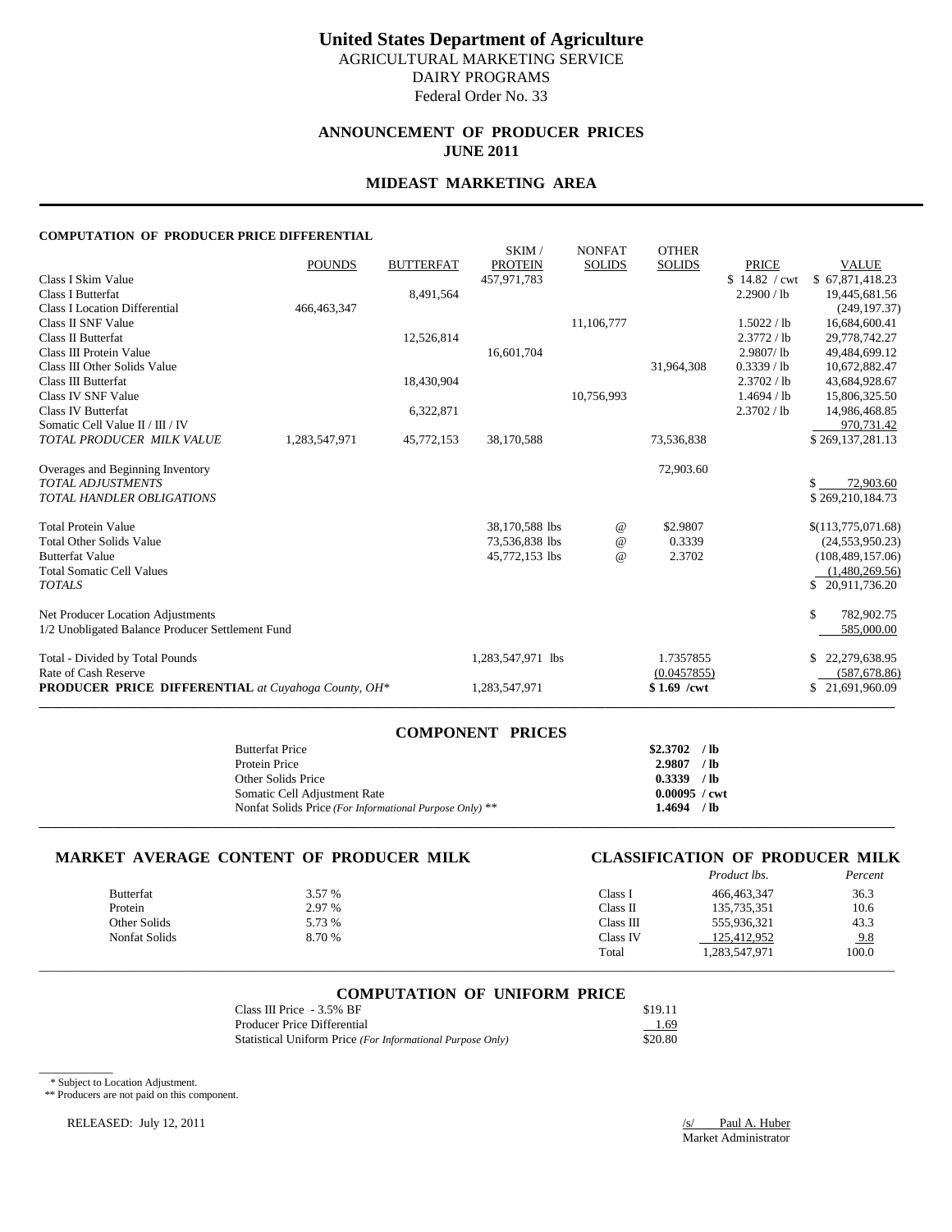# United States Department of Agriculture

AGRICULTURAL MARKETING SERVICE
DAIRY PROGRAMS
Federal Order No. 33

## ANNOUNCEMENT OF PRODUCER PRICES
## JUNE 2011

## MIDEAST MARKETING AREA

**COMPUTATION OF PRODUCER PRICE DIFFERENTIAL**

| | POUNDS | BUTTERFAT | SKIM / PROTEIN | NONFAT SOLIDS | OTHER SOLIDS | PRICE | VALUE |
|---|---|---|---|---|---|---|---|
| Class I Skim Value | | | 457,971,783 | | | $ 14.82 / cwt | $ 67,871,418.23 |
| Class I Butterfat | | 8,491,564 | | | | 2.2900 / lb | 19,445,681.56 |
| Class I Location Differential | 466,463,347 | | | | | | (249,197.37) |
| Class II SNF Value | | | | 11,106,777 | | 1.5022 / lb | 16,684,600.41 |
| Class II Butterfat | | 12,526,814 | | | | 2.3772 / lb | 29,778,742.27 |
| Class III Protein Value | | | 16,601,704 | | | 2.9807/ lb | 49,484,699.12 |
| Class III Other Solids Value | | | | | 31,964,308 | 0.3339 / lb | 10,672,882.47 |
| Class III Butterfat | | 18,430,904 | | | | 2.3702 / lb | 43,684,928.67 |
| Class IV SNF Value | | | | 10,756,993 | | 1.4694 / lb | 15,806,325.50 |
| Class IV Butterfat | | 6,322,871 | | | | 2.3702 / lb | 14,986,468.85 |
| Somatic Cell Value II / III / IV | | | | | | | 970,731.42 |
| *TOTAL PRODUCER MILK VALUE* | 1,283,547,971 | 45,772,153 | 38,170,588 | | 73,536,838 | | $ 269,137,281.13 |
| | | | | | | | |
| Overages and Beginning Inventory | | | | | 72,903.60 | | |
| *TOTAL ADJUSTMENTS* | | | | | | | $ 72,903.60 |
| *TOTAL HANDLER OBLIGATIONS* | | | | | | | $ 269,210,184.73 |
| | | | | | | | |
| Total Protein Value | | | 38,170,588 lbs | @ | $2.9807 | | $(113,775,071.68) |
| Total Other Solids Value | | | 73,536,838 lbs | @ | 0.3339 | | (24,553,950.23) |
| Butterfat Value | | | 45,772,153 lbs | @ | 2.3702 | | (108,489,157.06) |
| Total Somatic Cell Values | | | | | | | (1,480,269.56) |
| *TOTALS* | | | | | | | $ 20,911,736.20 |
| | | | | | | | |
| Net Producer Location Adjustments | | | | | | | $ 782,902.75 |
| 1/2 Unobligated Balance Producer Settlement Fund | | | | | | | 585,000.00 |
| | | | | | | | |
| Total - Divided by Total Pounds | | | 1,283,547,971 lbs | | 1.7357855 | | $ 22,279,638.95 |
| Rate of Cash Reserve | | | | | (0.0457855) | | (587,678.86) |
| **PRODUCER PRICE DIFFERENTIAL** *at Cuyahoga County, OH\** | | | 1,283,547,971 | | **$ 1.69 /cwt** | | $ 21,691,960.09 |

## COMPONENT PRICES

| | |
|---|---|
| Butterfat Price | **$2.3702 / lb** |
| Protein Price | **2.9807 / lb** |
| Other Solids Price | **0.3339 / lb** |
| Somatic Cell Adjustment Rate | **0.00095 / cwt** |
| Nonfat Solids Price *(For Informational Purpose Only)* ** | **1.4694 / lb** |

## MARKET AVERAGE CONTENT OF PRODUCER MILK

| | |
|---|---|
| Butterfat | 3.57 % |
| Protein | 2.97 % |
| Other Solids | 5.73 % |
| Nonfat Solids | 8.70 % |

## CLASSIFICATION OF PRODUCER MILK

| | *Product lbs.* | *Percent* |
|---|---|---|
| Class I | 466,463,347 | 36.3 |
| Class II | 135,735,351 | 10.6 |
| Class III | 555,936,321 | 43.3 |
| Class IV | 125,412,952 | 9.8 |
| Total | 1,283,547,971 | 100.0 |

## COMPUTATION OF UNIFORM PRICE

| | |
|---|---|
| Class III Price - 3.5% BF | $19.11 |
| Producer Price Differential | 1.69 |
| Statistical Uniform Price *(For Informational Purpose Only)* | $20.80 |

\* Subject to Location Adjustment.
\*\* Producers are not paid on this component.

RELEASED: July 12, 2011

/s/ Paul A. Huber
Market Administrator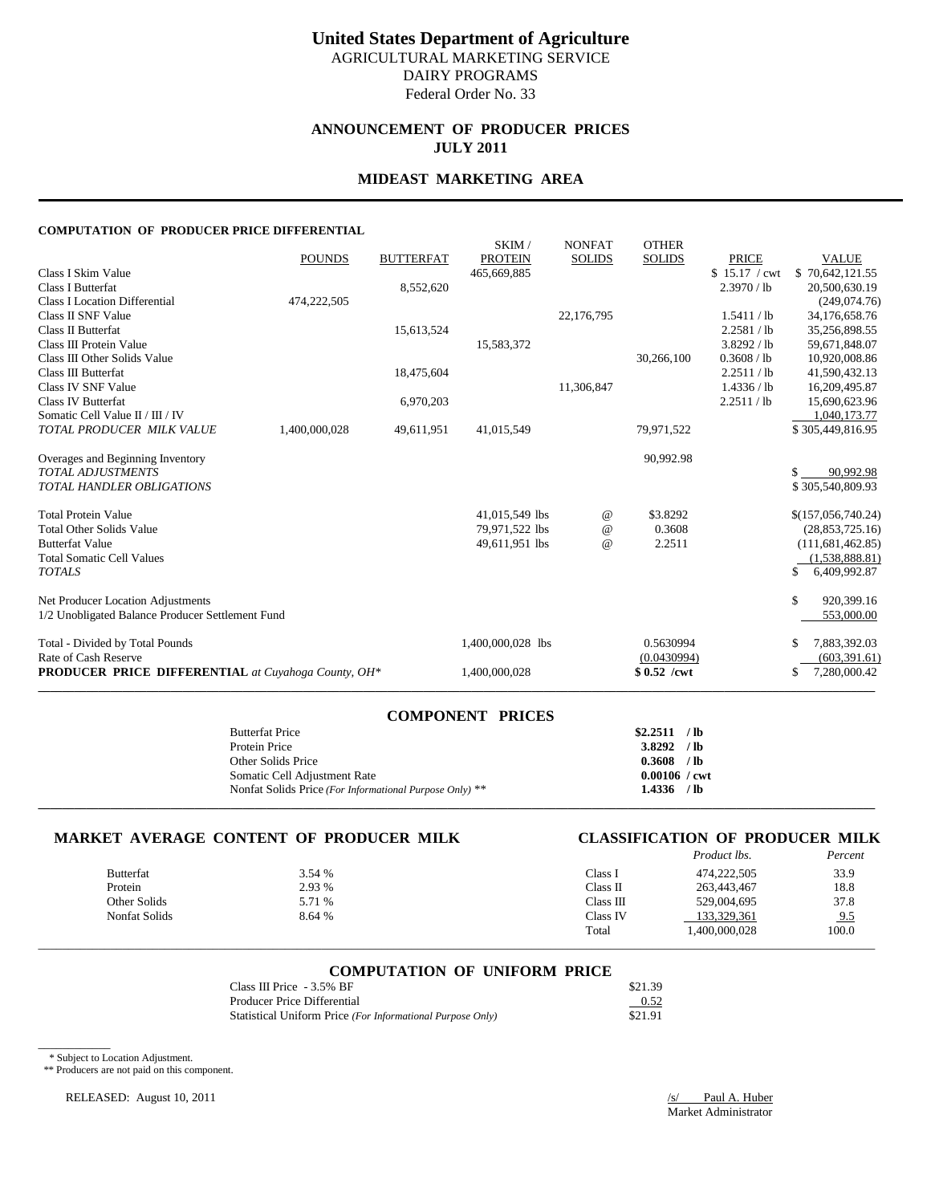# United States Department of Agriculture

AGRICULTURAL MARKETING SERVICE
DAIRY PROGRAMS
Federal Order No. 33

## ANNOUNCEMENT OF PRODUCER PRICES
## JULY 2011

## MIDEAST MARKETING AREA

### COMPUTATION OF PRODUCER PRICE DIFFERENTIAL

| | POUNDS | BUTTERFAT | SKIM / PROTEIN | NONFAT SOLIDS | OTHER SOLIDS | PRICE | VALUE |
|---|---|---|---|---|---|---|---|
| Class I Skim Value | | | 465,669,885 | | | $ 15.17 / cwt | $ 70,642,121.55 |
| Class I Butterfat | | 8,552,620 | | | | 2.3970 / lb | 20,500,630.19 |
| Class I Location Differential | 474,222,505 | | | | | | (249,074.76) |
| Class II SNF Value | | | | 22,176,795 | | 1.5411 / lb | 34,176,658.76 |
| Class II Butterfat | | 15,613,524 | | | | 2.2581 / lb | 35,256,898.55 |
| Class III Protein Value | | | 15,583,372 | | | 3.8292 / lb | 59,671,848.07 |
| Class III Other Solids Value | | | | | 30,266,100 | 0.3608 / lb | 10,920,008.86 |
| Class III Butterfat | | 18,475,604 | | | | 2.2511 / lb | 41,590,432.13 |
| Class IV SNF Value | | | | 11,306,847 | | 1.4336 / lb | 16,209,495.87 |
| Class IV Butterfat | | 6,970,203 | | | | 2.2511 / lb | 15,690,623.96 |
| Somatic Cell Value II / III / IV | | | | | | | 1,040,173.77 |
| *TOTAL PRODUCER MILK VALUE* | 1,400,000,028 | 49,611,951 | 41,015,549 | | 79,971,522 | | $ 305,449,816.95 |
| | | | | | | | |
| Overages and Beginning Inventory | | | | | 90,992.98 | | |
| *TOTAL ADJUSTMENTS* | | | | | | | $ 90,992.98 |
| *TOTAL HANDLER OBLIGATIONS* | | | | | | | $ 305,540,809.93 |
| | | | | | | | |
| Total Protein Value | | | 41,015,549 lbs | @ | $3.8292 | | $(157,056,740.24) |
| Total Other Solids Value | | | 79,971,522 lbs | @ | 0.3608 | | (28,853,725.16) |
| Butterfat Value | | | 49,611,951 lbs | @ | 2.2511 | | (111,681,462.85) |
| Total Somatic Cell Values | | | | | | | (1,538,888.81) |
| *TOTALS* | | | | | | | $ 6,409,992.87 |
| | | | | | | | |
| Net Producer Location Adjustments | | | | | | | $ 920,399.16 |
| 1/2 Unobligated Balance Producer Settlement Fund | | | | | | | 553,000.00 |
| | | | | | | | |
| Total - Divided by Total Pounds | | | 1,400,000,028 lbs | | 0.5630994 | | $ 7,883,392.03 |
| Rate of Cash Reserve | | | | | (0.0430994) | | (603,391.61) |
| **PRODUCER PRICE DIFFERENTIAL** *at Cuyahoga County, OH\** | | | 1,400,000,028 | | **$ 0.52 /cwt** | | $ 7,280,000.42 |

### COMPONENT PRICES

| | |
|---|---|
| Butterfat Price | **$2.2511 / lb** |
| Protein Price | **3.8292 / lb** |
| Other Solids Price | **0.3608 / lb** |
| Somatic Cell Adjustment Rate | **0.00106 / cwt** |
| Nonfat Solids Price *(For Informational Purpose Only)* ** | **1.4336 / lb** |

### MARKET AVERAGE CONTENT OF PRODUCER MILK

| | |
|---|---|
| Butterfat | 3.54 % |
| Protein | 2.93 % |
| Other Solids | 5.71 % |
| Nonfat Solids | 8.64 % |

### CLASSIFICATION OF PRODUCER MILK

| | *Product lbs.* | *Percent* |
|---|---|---|
| Class I | 474,222,505 | 33.9 |
| Class II | 263,443,467 | 18.8 |
| Class III | 529,004,695 | 37.8 |
| Class IV | 133,329,361 | 9.5 |
| Total | 1,400,000,028 | 100.0 |

### COMPUTATION OF UNIFORM PRICE

| | |
|---|---|
| Class III Price - 3.5% BF | $21.39 |
| Producer Price Differential | 0.52 |
| Statistical Uniform Price *(For Informational Purpose Only)* | $21.91 |

\* Subject to Location Adjustment.
** Producers are not paid on this component.

RELEASED: August 10, 2011

/s/ Paul A. Huber
Market Administrator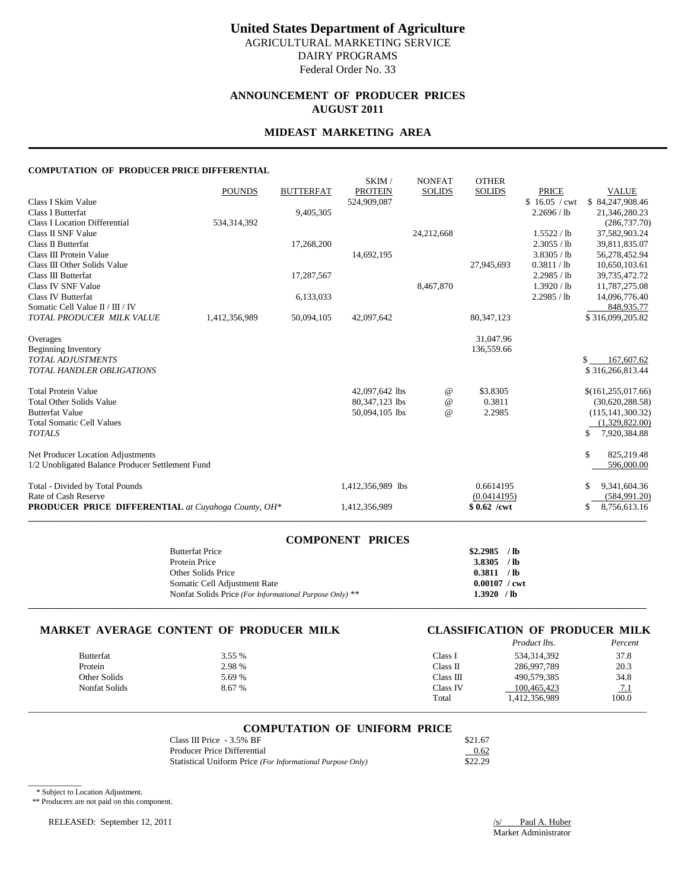# United States Department of Agriculture

AGRICULTURAL MARKETING SERVICE
DAIRY PROGRAMS
Federal Order No. 33

## ANNOUNCEMENT OF PRODUCER PRICES
## AUGUST 2011

## MIDEAST MARKETING AREA

### COMPUTATION OF PRODUCER PRICE DIFFERENTIAL

| | POUNDS | BUTTERFAT | SKIM / PROTEIN | NONFAT SOLIDS | OTHER SOLIDS | PRICE | VALUE |
|---|---|---|---|---|---|---|---|
| Class I Skim Value | | | 524,909,087 | | | $ 16.05 / cwt | $ 84,247,908.46 |
| Class I Butterfat | | 9,405,305 | | | | 2.2696 / lb | 21,346,280.23 |
| Class I Location Differential | 534,314,392 | | | | | | (286,737.70) |
| Class II SNF Value | | | | 24,212,668 | | 1.5522 / lb | 37,582,903.24 |
| Class II Butterfat | | 17,268,200 | | | | 2.3055 / lb | 39,811,835.07 |
| Class III Protein Value | | | 14,692,195 | | | 3.8305 / lb | 56,278,452.94 |
| Class III Other Solids Value | | | | | 27,945,693 | 0.3811 / lb | 10,650,103.61 |
| Class III Butterfat | | 17,287,567 | | | | 2.2985 / lb | 39,735,472.72 |
| Class IV SNF Value | | | | 8,467,870 | | 1.3920 / lb | 11,787,275.08 |
| Class IV Butterfat | | 6,133,033 | | | | 2.2985 / lb | 14,096,776.40 |
| Somatic Cell Value II / III / IV | | | | | | | 848,935.77 |
| *TOTAL PRODUCER MILK VALUE* | 1,412,356,989 | 50,094,105 | 42,097,642 | | 80,347,123 | | $ 316,099,205.82 |
| | | | | | | | |
| Overages | | | | | 31,047.96 | | |
| Beginning Inventory | | | | | 136,559.66 | | |
| *TOTAL ADJUSTMENTS* | | | | | | | $ 167,607.62 |
| *TOTAL HANDLER OBLIGATIONS* | | | | | | | $ 316,266,813.44 |
| | | | | | | | |
| Total Protein Value | | | 42,097,642 lbs | @ | $3.8305 | | $(161,255,017.66) |
| Total Other Solids Value | | | 80,347,123 lbs | @ | 0.3811 | | (30,620,288.58) |
| Butterfat Value | | | 50,094,105 lbs | @ | 2.2985 | | (115,141,300.32) |
| Total Somatic Cell Values | | | | | | | (1,329,822.00) |
| *TOTALS* | | | | | | | $ 7,920,384.88 |
| | | | | | | | |
| Net Producer Location Adjustments | | | | | | | $ 825,219.48 |
| 1/2 Unobligated Balance Producer Settlement Fund | | | | | | | 596,000.00 |
| | | | | | | | |
| Total - Divided by Total Pounds | | | 1,412,356,989 lbs | | 0.6614195 | | $ 9,341,604.36 |
| Rate of Cash Reserve | | | | | (0.0414195) | | (584,991.20) |
| **PRODUCER PRICE DIFFERENTIAL** *at Cuyahoga County, OH\** | | | 1,412,356,989 | | **$ 0.62 /cwt** | | $ 8,756,613.16 |

### COMPONENT PRICES

| | |
|---|---|
| Butterfat Price | **$2.2985 / lb** |
| Protein Price | **3.8305 / lb** |
| Other Solids Price | **0.3811 / lb** |
| Somatic Cell Adjustment Rate | **0.00107 / cwt** |
| Nonfat Solids Price *(For Informational Purpose Only)* ** | **1.3920 / lb** |

### MARKET AVERAGE CONTENT OF PRODUCER MILK

| | |
|---|---|
| Butterfat | 3.55 % |
| Protein | 2.98 % |
| Other Solids | 5.69 % |
| Nonfat Solids | 8.67 % |

### CLASSIFICATION OF PRODUCER MILK

| | *Product lbs.* | *Percent* |
|---|---|---|
| Class I | 534,314,392 | 37.8 |
| Class II | 286,997,789 | 20.3 |
| Class III | 490,579,385 | 34.8 |
| Class IV | 100,465,423 | 7.1 |
| Total | 1,412,356,989 | 100.0 |

### COMPUTATION OF UNIFORM PRICE

| | |
|---|---|
| Class III Price - 3.5% BF | $21.67 |
| Producer Price Differential | 0.62 |
| Statistical Uniform Price *(For Informational Purpose Only)* | $22.29 |

\* Subject to Location Adjustment.

** Producers are not paid on this component.

RELEASED: September 12, 2011

/s/ Paul A. Huber
Market Administrator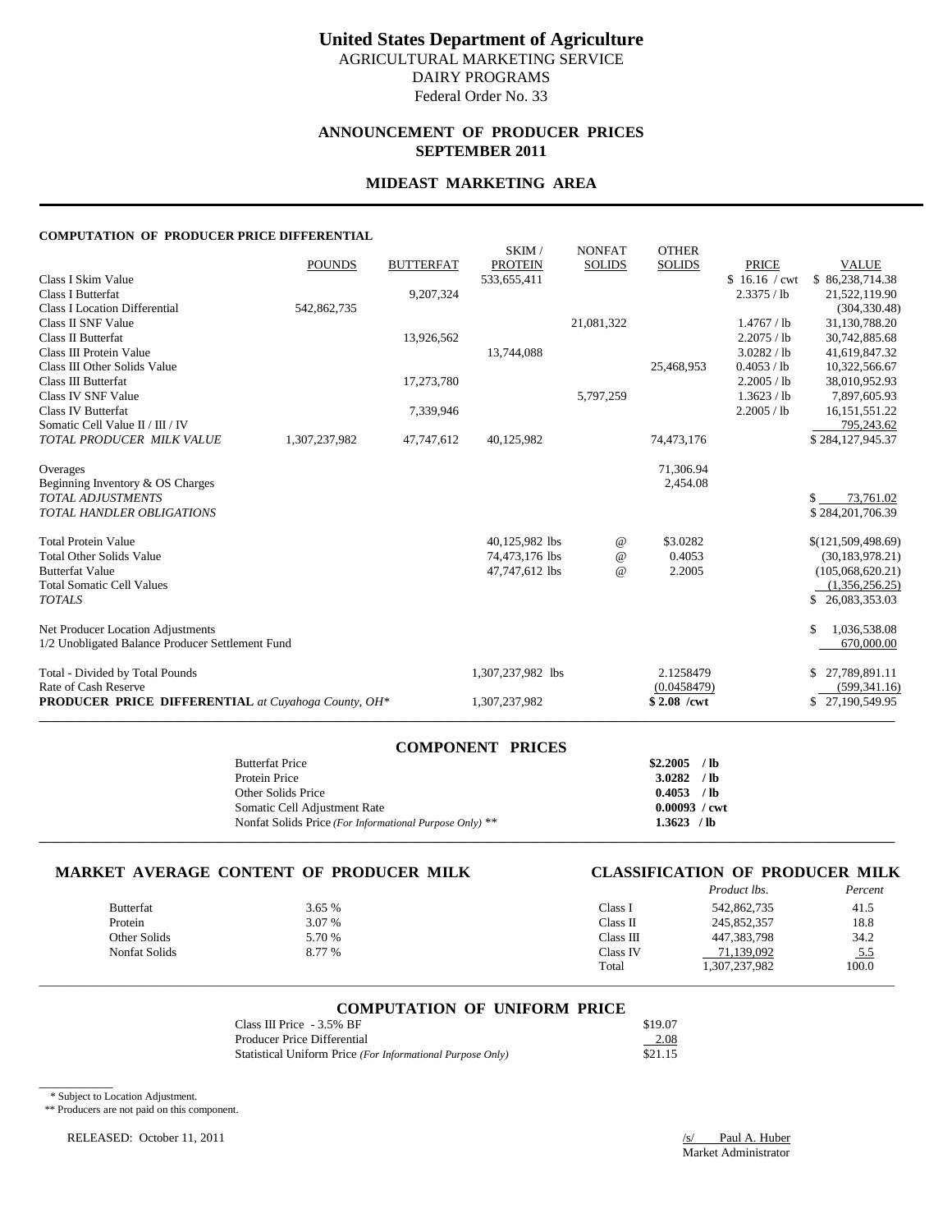# United States Department of Agriculture

AGRICULTURAL MARKETING SERVICE
DAIRY PROGRAMS
Federal Order No. 33

## ANNOUNCEMENT OF PRODUCER PRICES
## SEPTEMBER 2011

## MIDEAST MARKETING AREA

### COMPUTATION OF PRODUCER PRICE DIFFERENTIAL

| | POUNDS | BUTTERFAT | SKIM / PROTEIN | NONFAT SOLIDS | OTHER SOLIDS | PRICE | VALUE |
|---|---|---|---|---|---|---|---|
| Class I Skim Value | | | 533,655,411 | | | $ 16.16 / cwt | $ 86,238,714.38 |
| Class I Butterfat | | 9,207,324 | | | | 2.3375 / lb | 21,522,119.90 |
| Class I Location Differential | 542,862,735 | | | | | | (304,330.48) |
| Class II SNF Value | | | | 21,081,322 | | 1.4767 / lb | 31,130,788.20 |
| Class II Butterfat | | 13,926,562 | | | | 2.2075 / lb | 30,742,885.68 |
| Class III Protein Value | | | 13,744,088 | | | 3.0282 / lb | 41,619,847.32 |
| Class III Other Solids Value | | | | | 25,468,953 | 0.4053 / lb | 10,322,566.67 |
| Class III Butterfat | | 17,273,780 | | | | 2.2005 / lb | 38,010,952.93 |
| Class IV SNF Value | | | | 5,797,259 | | 1.3623 / lb | 7,897,605.93 |
| Class IV Butterfat | | 7,339,946 | | | | 2.2005 / lb | 16,151,551.22 |
| Somatic Cell Value II / III / IV | | | | | | | 795,243.62 |
| *TOTAL PRODUCER MILK VALUE* | 1,307,237,982 | 47,747,612 | 40,125,982 | | 74,473,176 | | $ 284,127,945.37 |
| Overages | | | | | 71,306.94 | | |
| Beginning Inventory & OS Charges | | | | | 2,454.08 | | |
| *TOTAL ADJUSTMENTS* | | | | | | | $ 73,761.02 |
| *TOTAL HANDLER OBLIGATIONS* | | | | | | | $ 284,201,706.39 |
| Total Protein Value | | | 40,125,982 lbs | @ | $3.0282 | | $(121,509,498.69) |
| Total Other Solids Value | | | 74,473,176 lbs | @ | 0.4053 | | (30,183,978.21) |
| Butterfat Value | | | 47,747,612 lbs | @ | 2.2005 | | (105,068,620.21) |
| Total Somatic Cell Values | | | | | | | (1,356,256.25) |
| *TOTALS* | | | | | | | $ 26,083,353.03 |
| Net Producer Location Adjustments | | | | | | | $ 1,036,538.08 |
| 1/2 Unobligated Balance Producer Settlement Fund | | | | | | | 670,000.00 |
| Total - Divided by Total Pounds | | | 1,307,237,982 lbs | | 2.1258479 | | $ 27,789,891.11 |
| Rate of Cash Reserve | | | | | (0.0458479) | | (599,341.16) |
| **PRODUCER PRICE DIFFERENTIAL** *at Cuyahoga County, OH\** | | | 1,307,237,982 | | **$ 2.08 /cwt** | | $ 27,190,549.95 |

### COMPONENT PRICES

| | |
|---|---|
| Butterfat Price | **$2.2005 / lb** |
| Protein Price | **3.0282 / lb** |
| Other Solids Price | **0.4053 / lb** |
| Somatic Cell Adjustment Rate | **0.00093 / cwt** |
| Nonfat Solids Price *(For Informational Purpose Only)* ** | **1.3623 / lb** |

### MARKET AVERAGE CONTENT OF PRODUCER MILK

| | |
|---|---|
| Butterfat | 3.65 % |
| Protein | 3.07 % |
| Other Solids | 5.70 % |
| Nonfat Solids | 8.77 % |

### CLASSIFICATION OF PRODUCER MILK

| | *Product lbs.* | *Percent* |
|---|---|---|
| Class I | 542,862,735 | 41.5 |
| Class II | 245,852,357 | 18.8 |
| Class III | 447,383,798 | 34.2 |
| Class IV | 71,139,092 | 5.5 |
| Total | 1,307,237,982 | 100.0 |

### COMPUTATION OF UNIFORM PRICE

| | |
|---|---|
| Class III Price - 3.5% BF | $19.07 |
| Producer Price Differential | 2.08 |
| Statistical Uniform Price *(For Informational Purpose Only)* | $21.15 |

\* Subject to Location Adjustment.
** Producers are not paid on this component.

RELEASED: October 11, 2011

/s/ Paul A. Huber
Market Administrator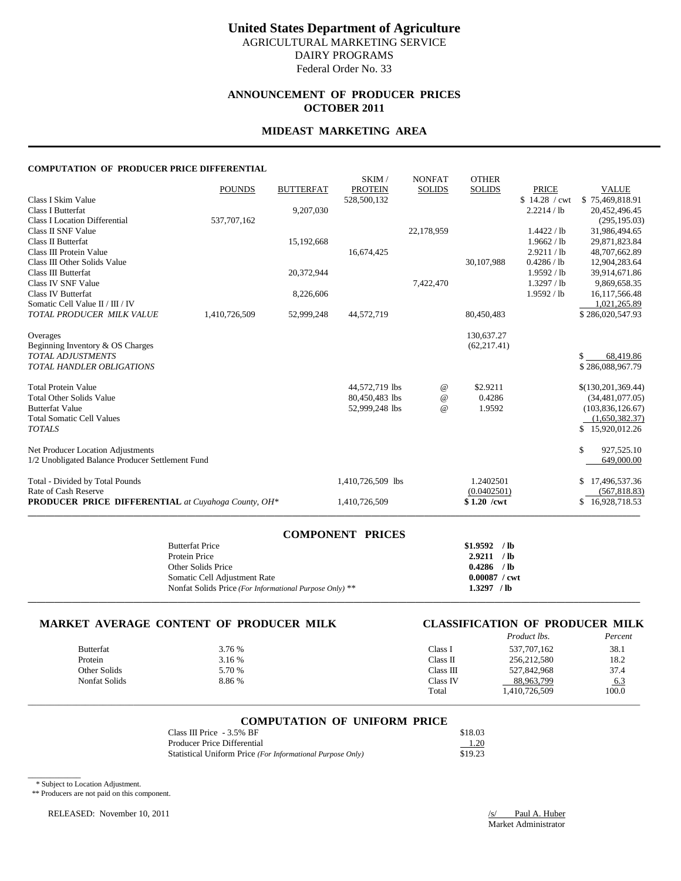# United States Department of Agriculture

AGRICULTURAL MARKETING SERVICE
DAIRY PROGRAMS
Federal Order No. 33

## ANNOUNCEMENT OF PRODUCER PRICES
## OCTOBER 2011

## MIDEAST MARKETING AREA

### COMPUTATION OF PRODUCER PRICE DIFFERENTIAL

| | POUNDS | BUTTERFAT | SKIM / PROTEIN | NONFAT SOLIDS | OTHER SOLIDS | PRICE | VALUE |
|---|---|---|---|---|---|---|---|
| Class I Skim Value | | | 528,500,132 | | | $ 14.28 / cwt | $ 75,469,818.91 |
| Class I Butterfat | | 9,207,030 | | | | 2.2214 / lb | 20,452,496.45 |
| Class I Location Differential | 537,707,162 | | | | | | (295,195.03) |
| Class II SNF Value | | | | 22,178,959 | | 1.4422 / lb | 31,986,494.65 |
| Class II Butterfat | | 15,192,668 | | | | 1.9662 / lb | 29,871,823.84 |
| Class III Protein Value | | | 16,674,425 | | | 2.9211 / lb | 48,707,662.89 |
| Class III Other Solids Value | | | | | 30,107,988 | 0.4286 / lb | 12,904,283.64 |
| Class III Butterfat | | 20,372,944 | | | | 1.9592 / lb | 39,914,671.86 |
| Class IV SNF Value | | | | 7,422,470 | | 1.3297 / lb | 9,869,658.35 |
| Class IV Butterfat | | 8,226,606 | | | | 1.9592 / lb | 16,117,566.48 |
| Somatic Cell Value II / III / IV | | | | | | | 1,021,265.89 |
| *TOTAL PRODUCER MILK VALUE* | 1,410,726,509 | 52,999,248 | 44,572,719 | | 80,450,483 | | $ 286,020,547.93 |
| Overages | | | | | 130,637.27 | | |
| Beginning Inventory & OS Charges | | | | | (62,217.41) | | |
| *TOTAL ADJUSTMENTS* | | | | | | | $ 68,419.86 |
| *TOTAL HANDLER OBLIGATIONS* | | | | | | | $ 286,088,967.79 |
| Total Protein Value | | | 44,572,719 lbs | @ | $2.9211 | | $(130,201,369.44) |
| Total Other Solids Value | | | 80,450,483 lbs | @ | 0.4286 | | (34,481,077.05) |
| Butterfat Value | | | 52,999,248 lbs | @ | 1.9592 | | (103,836,126.67) |
| Total Somatic Cell Values | | | | | | | (1,650,382.37) |
| *TOTALS* | | | | | | | $ 15,920,012.26 |
| Net Producer Location Adjustments | | | | | | | $ 927,525.10 |
| 1/2 Unobligated Balance Producer Settlement Fund | | | | | | | 649,000.00 |
| Total - Divided by Total Pounds | | | 1,410,726,509 lbs | | 1.2402501 | | $ 17,496,537.36 |
| Rate of Cash Reserve | | | | | (0.0402501) | | (567,818.83) |
| **PRODUCER PRICE DIFFERENTIAL** *at Cuyahoga County, OH\** | | | 1,410,726,509 | | **$ 1.20 /cwt** | | $ 16,928,718.53 |

### COMPONENT PRICES

| | |
|---|---|
| Butterfat Price | **$1.9592 / lb** |
| Protein Price | **2.9211 / lb** |
| Other Solids Price | **0.4286 / lb** |
| Somatic Cell Adjustment Rate | **0.00087 / cwt** |
| Nonfat Solids Price *(For Informational Purpose Only)* ** | **1.3297 / lb** |

### MARKET AVERAGE CONTENT OF PRODUCER MILK

| | |
|---|---|
| Butterfat | 3.76 % |
| Protein | 3.16 % |
| Other Solids | 5.70 % |
| Nonfat Solids | 8.86 % |

### CLASSIFICATION OF PRODUCER MILK

| | *Product lbs.* | *Percent* |
|---|---|---|
| Class I | 537,707,162 | 38.1 |
| Class II | 256,212,580 | 18.2 |
| Class III | 527,842,968 | 37.4 |
| Class IV | 88,963,799 | 6.3 |
| Total | 1,410,726,509 | 100.0 |

### COMPUTATION OF UNIFORM PRICE

| | |
|---|---|
| Class III Price - 3.5% BF | $18.03 |
| Producer Price Differential | 1.20 |
| Statistical Uniform Price *(For Informational Purpose Only)* | $19.23 |

\* Subject to Location Adjustment.

** Producers are not paid on this component.

RELEASED: November 10, 2011

/s/ Paul A. Huber
Market Administrator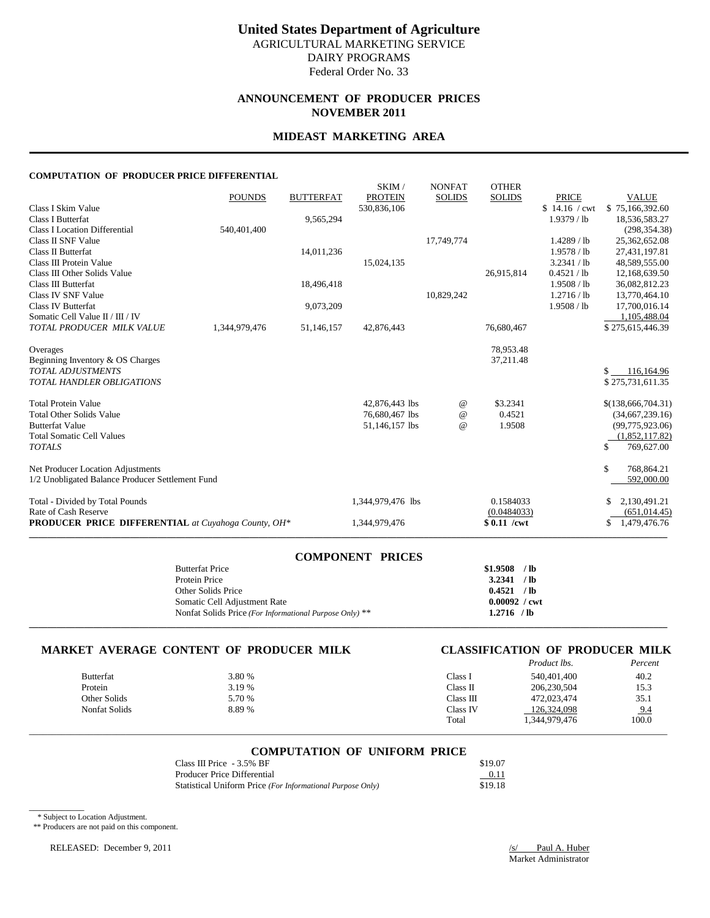# United States Department of Agriculture

AGRICULTURAL MARKETING SERVICE
DAIRY PROGRAMS
Federal Order No. 33

## ANNOUNCEMENT OF PRODUCER PRICES
## NOVEMBER 2011

## MIDEAST MARKETING AREA

#### COMPUTATION OF PRODUCER PRICE DIFFERENTIAL

| | POUNDS | BUTTERFAT | SKIM / PROTEIN | NONFAT SOLIDS | OTHER SOLIDS | PRICE | VALUE |
|---|---|---|---|---|---|---|---|
| Class I Skim Value | | | 530,836,106 | | | $ 14.16 / cwt | $ 75,166,392.60 |
| Class I Butterfat | | 9,565,294 | | | | 1.9379 / lb | 18,536,583.27 |
| Class I Location Differential | 540,401,400 | | | | | | (298,354.38) |
| Class II SNF Value | | | | 17,749,774 | | 1.4289 / lb | 25,362,652.08 |
| Class II Butterfat | | 14,011,236 | | | | 1.9578 / lb | 27,431,197.81 |
| Class III Protein Value | | | 15,024,135 | | | 3.2341 / lb | 48,589,555.00 |
| Class III Other Solids Value | | | | | 26,915,814 | 0.4521 / lb | 12,168,639.50 |
| Class III Butterfat | | 18,496,418 | | | | 1.9508 / lb | 36,082,812.23 |
| Class IV SNF Value | | | | 10,829,242 | | 1.2716 / lb | 13,770,464.10 |
| Class IV Butterfat | | 9,073,209 | | | | 1.9508 / lb | 17,700,016.14 |
| Somatic Cell Value II / III / IV | | | | | | | 1,105,488.04 |
| *TOTAL PRODUCER MILK VALUE* | 1,344,979,476 | 51,146,157 | 42,876,443 | | 76,680,467 | | $ 275,615,446.39 |
| Overages | | | | | 78,953.48 | | |
| Beginning Inventory & OS Charges | | | | | 37,211.48 | | |
| *TOTAL ADJUSTMENTS* | | | | | | | $ 116,164.96 |
| *TOTAL HANDLER OBLIGATIONS* | | | | | | | $ 275,731,611.35 |
| Total Protein Value | | | 42,876,443 lbs | @ | $3.2341 | | $(138,666,704.31) |
| Total Other Solids Value | | | 76,680,467 lbs | @ | 0.4521 | | (34,667,239.16) |
| Butterfat Value | | | 51,146,157 lbs | @ | 1.9508 | | (99,775,923.06) |
| Total Somatic Cell Values | | | | | | | (1,852,117.82) |
| *TOTALS* | | | | | | | $ 769,627.00 |
| Net Producer Location Adjustments | | | | | | | $ 768,864.21 |
| 1/2 Unobligated Balance Producer Settlement Fund | | | | | | | 592,000.00 |
| Total - Divided by Total Pounds | | | 1,344,979,476 lbs | | 0.1584033 | | $ 2,130,491.21 |
| Rate of Cash Reserve | | | | | (0.0484033) | | (651,014.45) |
| **PRODUCER PRICE DIFFERENTIAL** *at Cuyahoga County, OH** | | | 1,344,979,476 | | **$ 0.11 /cwt** | | $ 1,479,476.76 |

### COMPONENT PRICES

| | |
|---|---|
| Butterfat Price | **$1.9508 / lb** |
| Protein Price | **3.2341 / lb** |
| Other Solids Price | **0.4521 / lb** |
| Somatic Cell Adjustment Rate | **0.00092 / cwt** |
| Nonfat Solids Price *(For Informational Purpose Only)* ** | **1.2716 / lb** |

### MARKET AVERAGE CONTENT OF PRODUCER MILK

| | |
|---|---|
| Butterfat | 3.80 % |
| Protein | 3.19 % |
| Other Solids | 5.70 % |
| Nonfat Solids | 8.89 % |

### CLASSIFICATION OF PRODUCER MILK

| | *Product lbs.* | *Percent* |
|---|---|---|
| Class I | 540,401,400 | 40.2 |
| Class II | 206,230,504 | 15.3 |
| Class III | 472,023,474 | 35.1 |
| Class IV | 126,324,098 | 9.4 |
| Total | 1,344,979,476 | 100.0 |

### COMPUTATION OF UNIFORM PRICE

| | |
|---|---|
| Class III Price - 3.5% BF | $19.07 |
| Producer Price Differential | 0.11 |
| Statistical Uniform Price *(For Informational Purpose Only)* | $19.18 |

\* Subject to Location Adjustment.

** Producers are not paid on this component.

RELEASED: December 9, 2011

/s/ Paul A. Huber
Market Administrator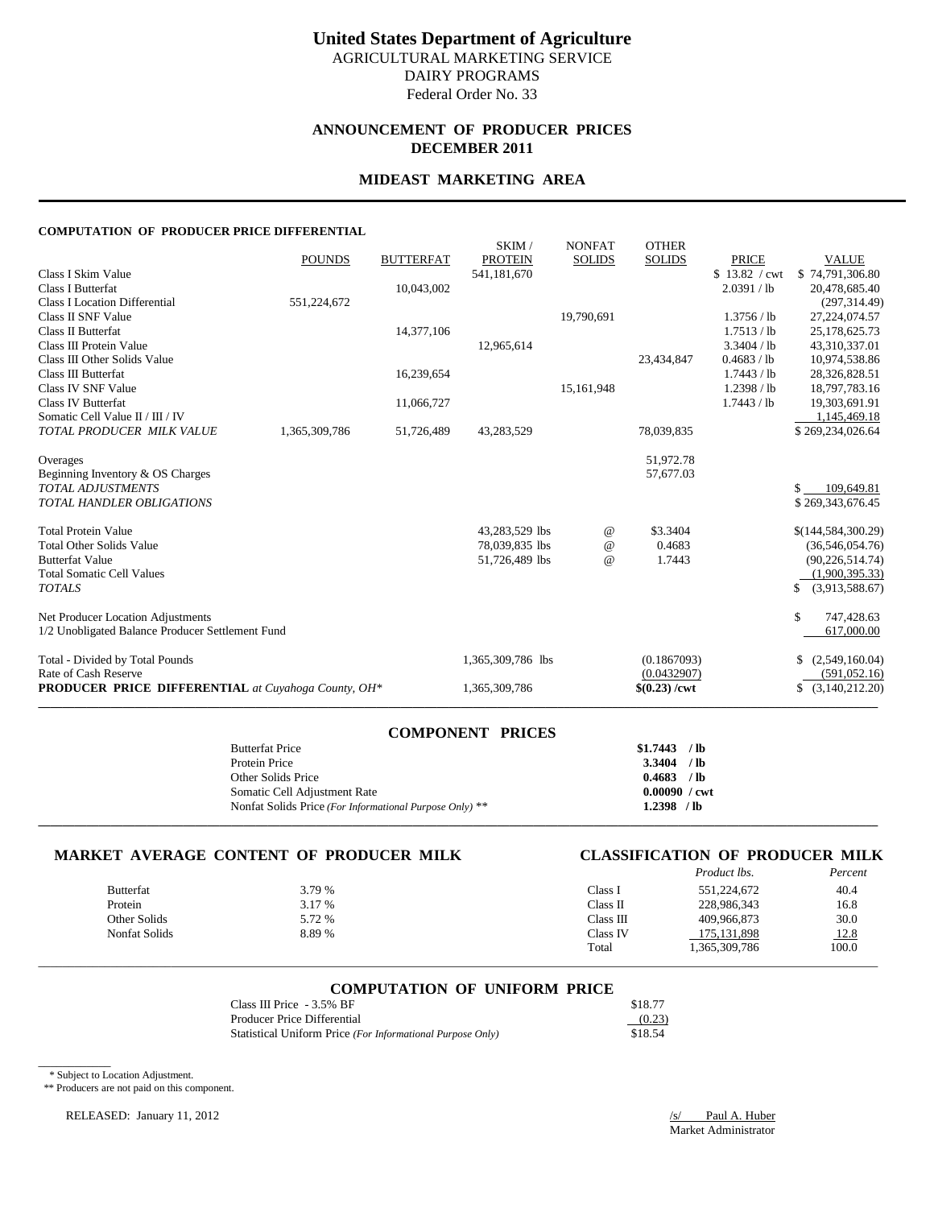# United States Department of Agriculture

AGRICULTURAL MARKETING SERVICE
DAIRY PROGRAMS
Federal Order No. 33

## ANNOUNCEMENT OF PRODUCER PRICES
## DECEMBER 2011

## MIDEAST MARKETING AREA

### COMPUTATION OF PRODUCER PRICE DIFFERENTIAL

| | POUNDS | BUTTERFAT | SKIM / PROTEIN | NONFAT SOLIDS | OTHER SOLIDS | PRICE | VALUE |
|---|---|---|---|---|---|---|---|
| Class I Skim Value | | | 541,181,670 | | | $ 13.82 / cwt | $ 74,791,306.80 |
| Class I Butterfat | | 10,043,002 | | | | 2.0391 / lb | 20,478,685.40 |
| Class I Location Differential | 551,224,672 | | | | | | (297,314.49) |
| Class II SNF Value | | | | 19,790,691 | | 1.3756 / lb | 27,224,074.57 |
| Class II Butterfat | | 14,377,106 | | | | 1.7513 / lb | 25,178,625.73 |
| Class III Protein Value | | | 12,965,614 | | | 3.3404 / lb | 43,310,337.01 |
| Class III Other Solids Value | | | | | 23,434,847 | 0.4683 / lb | 10,974,538.86 |
| Class III Butterfat | | 16,239,654 | | | | 1.7443 / lb | 28,326,828.51 |
| Class IV SNF Value | | | | 15,161,948 | | 1.2398 / lb | 18,797,783.16 |
| Class IV Butterfat | | 11,066,727 | | | | 1.7443 / lb | 19,303,691.91 |
| Somatic Cell Value II / III / IV | | | | | | | 1,145,469.18 |
| *TOTAL PRODUCER MILK VALUE* | 1,365,309,786 | 51,726,489 | 43,283,529 | | 78,039,835 | | $ 269,234,026.64 |
| Overages | | | | | 51,972.78 | | |
| Beginning Inventory & OS Charges | | | | | 57,677.03 | | |
| *TOTAL ADJUSTMENTS* | | | | | | | $ 109,649.81 |
| *TOTAL HANDLER OBLIGATIONS* | | | | | | | $ 269,343,676.45 |
| Total Protein Value | | | 43,283,529 lbs | @ | $3.3404 | | $(144,584,300.29) |
| Total Other Solids Value | | | 78,039,835 lbs | @ | 0.4683 | | (36,546,054.76) |
| Butterfat Value | | | 51,726,489 lbs | @ | 1.7443 | | (90,226,514.74) |
| Total Somatic Cell Values | | | | | | | (1,900,395.33) |
| *TOTALS* | | | | | | | $ (3,913,588.67) |
| Net Producer Location Adjustments | | | | | | | $ 747,428.63 |
| 1/2 Unobligated Balance Producer Settlement Fund | | | | | | | 617,000.00 |
| Total - Divided by Total Pounds | | | 1,365,309,786 lbs | | (0.1867093) | | $ (2,549,160.04) |
| Rate of Cash Reserve | | | | | (0.0432907) | | (591,052.16) |
| **PRODUCER PRICE DIFFERENTIAL** *at Cuyahoga County, OH\** | | | 1,365,309,786 | | **$(0.23) /cwt** | | $ (3,140,212.20) |

### COMPONENT PRICES

| | |
|---|---|
| Butterfat Price | **$1.7443 / lb** |
| Protein Price | **3.3404 / lb** |
| Other Solids Price | **0.4683 / lb** |
| Somatic Cell Adjustment Rate | **0.00090 / cwt** |
| Nonfat Solids Price *(For Informational Purpose Only)* ** | **1.2398 / lb** |

### MARKET AVERAGE CONTENT OF PRODUCER MILK

| | |
|---|---|
| Butterfat | 3.79 % |
| Protein | 3.17 % |
| Other Solids | 5.72 % |
| Nonfat Solids | 8.89 % |

### CLASSIFICATION OF PRODUCER MILK

| | *Product lbs.* | *Percent* |
|---|---|---|
| Class I | 551,224,672 | 40.4 |
| Class II | 228,986,343 | 16.8 |
| Class III | 409,966,873 | 30.0 |
| Class IV | 175,131,898 | 12.8 |
| Total | 1,365,309,786 | 100.0 |

### COMPUTATION OF UNIFORM PRICE

| | |
|---|---|
| Class III Price - 3.5% BF | $18.77 |
| Producer Price Differential | (0.23) |
| Statistical Uniform Price *(For Informational Purpose Only)* | $18.54 |

\* Subject to Location Adjustment.
** Producers are not paid on this component.

RELEASED: January 11, 2012

/s/ Paul A. Huber
Market Administrator